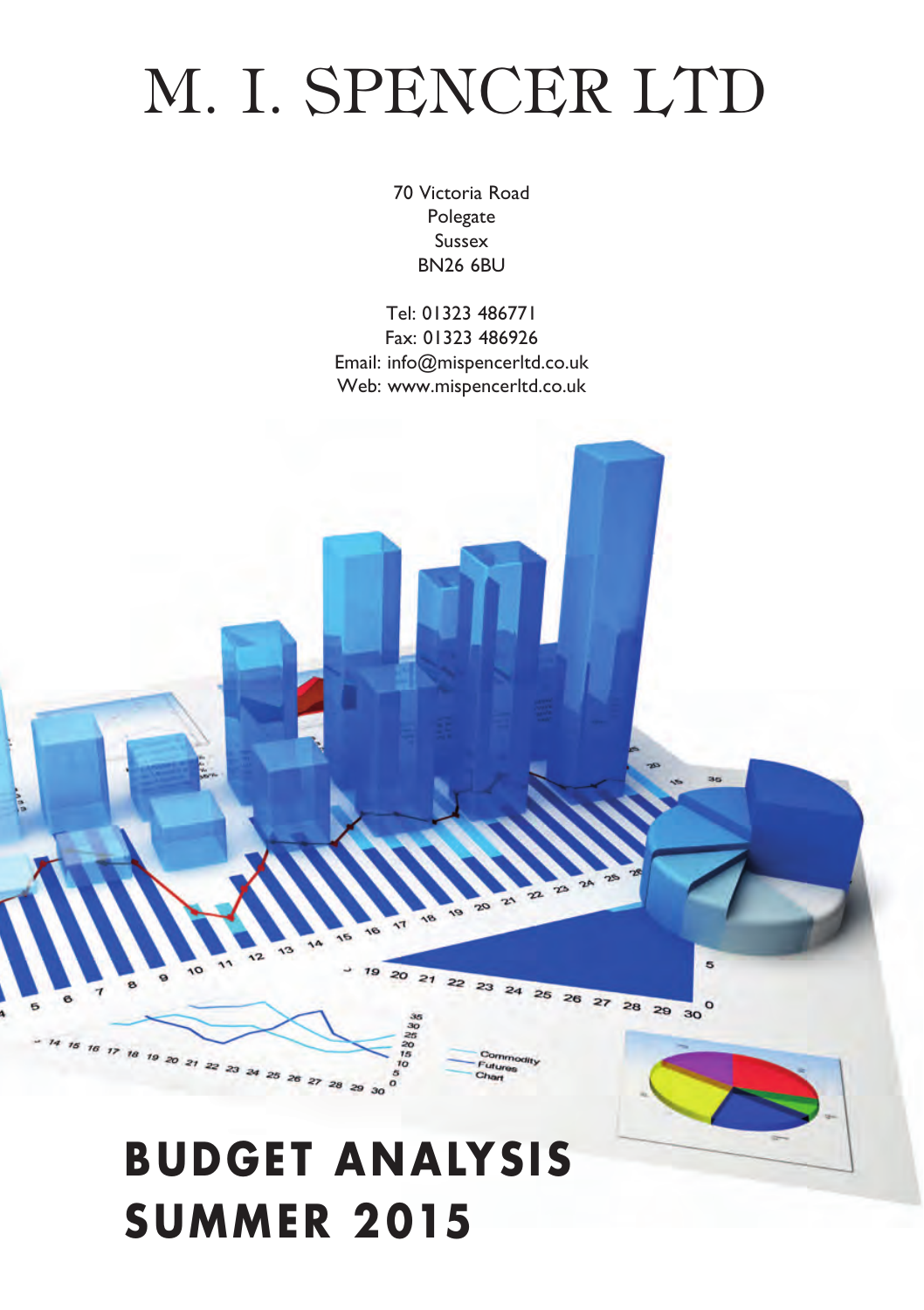# M. I. SPENCER LTD

70 Victoria Road
Polegate
Sussex
BN26 6BU

Tel: 01323 486771
Fax: 01323 486926
Email: info@mispencerltd.co.uk
Web: www.mispencerltd.co.uk

# BUDGET ANALYSIS SUMMER 2015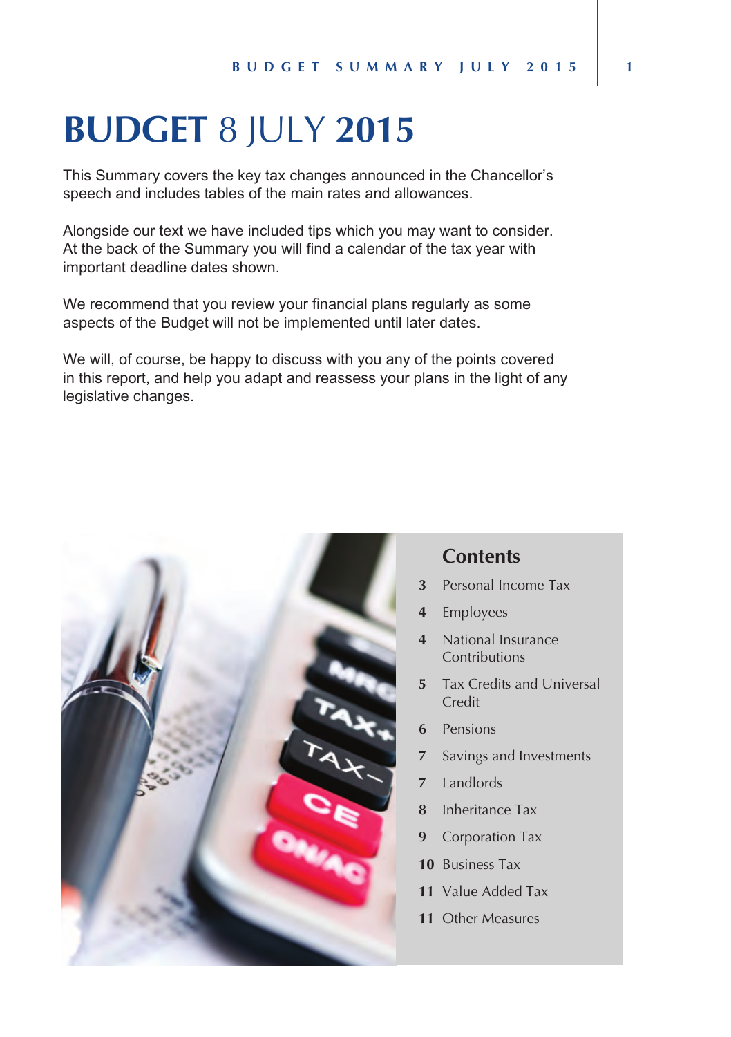# BUDGET 8 JULY 2015

This Summary covers the key tax changes announced in the Chancellor's speech and includes tables of the main rates and allowances.

Alongside our text we have included tips which you may want to consider. At the back of the Summary you will find a calendar of the tax year with important deadline dates shown.

We recommend that you review your financial plans regularly as some aspects of the Budget will not be implemented until later dates.

We will, of course, be happy to discuss with you any of the points covered in this report, and help you adapt and reassess your plans in the light of any legislative changes.

## Contents

- **3** Personal Income Tax
- **4** Employees
- **4** National Insurance Contributions
- **5** Tax Credits and Universal Credit
- **6** Pensions
- **7** Savings and Investments
- **7** Landlords
- **8** Inheritance Tax
- **9** Corporation Tax
- **10** Business Tax
- **11** Value Added Tax
- **11** Other Measures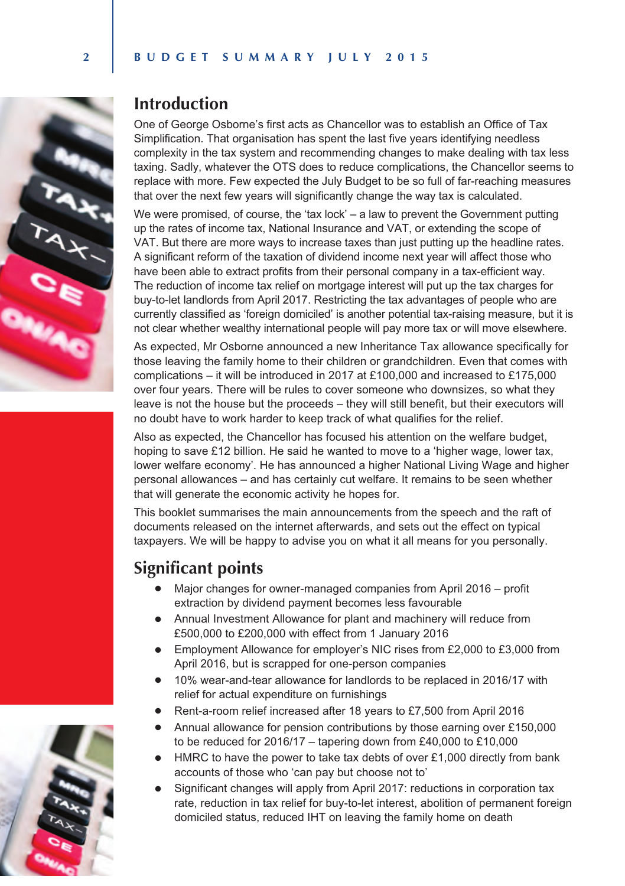## Introduction

One of George Osborne's first acts as Chancellor was to establish an Office of Tax Simplification. That organisation has spent the last five years identifying needless complexity in the tax system and recommending changes to make dealing with tax less taxing. Sadly, whatever the OTS does to reduce complications, the Chancellor seems to replace with more. Few expected the July Budget to be so full of far-reaching measures that over the next few years will significantly change the way tax is calculated.

We were promised, of course, the 'tax lock' – a law to prevent the Government putting up the rates of income tax, National Insurance and VAT, or extending the scope of VAT. But there are more ways to increase taxes than just putting up the headline rates. A significant reform of the taxation of dividend income next year will affect those who have been able to extract profits from their personal company in a tax-efficient way. The reduction of income tax relief on mortgage interest will put up the tax charges for buy-to-let landlords from April 2017. Restricting the tax advantages of people who are currently classified as 'foreign domiciled' is another potential tax-raising measure, but it is not clear whether wealthy international people will pay more tax or will move elsewhere.

As expected, Mr Osborne announced a new Inheritance Tax allowance specifically for those leaving the family home to their children or grandchildren. Even that comes with complications – it will be introduced in 2017 at £100,000 and increased to £175,000 over four years. There will be rules to cover someone who downsizes, so what they leave is not the house but the proceeds – they will still benefit, but their executors will no doubt have to work harder to keep track of what qualifies for the relief.

Also as expected, the Chancellor has focused his attention on the welfare budget, hoping to save £12 billion. He said he wanted to move to a 'higher wage, lower tax, lower welfare economy'. He has announced a higher National Living Wage and higher personal allowances – and has certainly cut welfare. It remains to be seen whether that will generate the economic activity he hopes for.

This booklet summarises the main announcements from the speech and the raft of documents released on the internet afterwards, and sets out the effect on typical taxpayers. We will be happy to advise you on what it all means for you personally.

## Significant points

- Major changes for owner-managed companies from April 2016 – profit extraction by dividend payment becomes less favourable
- Annual Investment Allowance for plant and machinery will reduce from £500,000 to £200,000 with effect from 1 January 2016
- Employment Allowance for employer's NIC rises from £2,000 to £3,000 from April 2016, but is scrapped for one-person companies
- 10% wear-and-tear allowance for landlords to be replaced in 2016/17 with relief for actual expenditure on furnishings
- Rent-a-room relief increased after 18 years to £7,500 from April 2016
- Annual allowance for pension contributions by those earning over £150,000 to be reduced for 2016/17 – tapering down from £40,000 to £10,000
- HMRC to have the power to take tax debts of over £1,000 directly from bank accounts of those who 'can pay but choose not to'
- Significant changes will apply from April 2017: reductions in corporation tax rate, reduction in tax relief for buy-to-let interest, abolition of permanent foreign domiciled status, reduced IHT on leaving the family home on death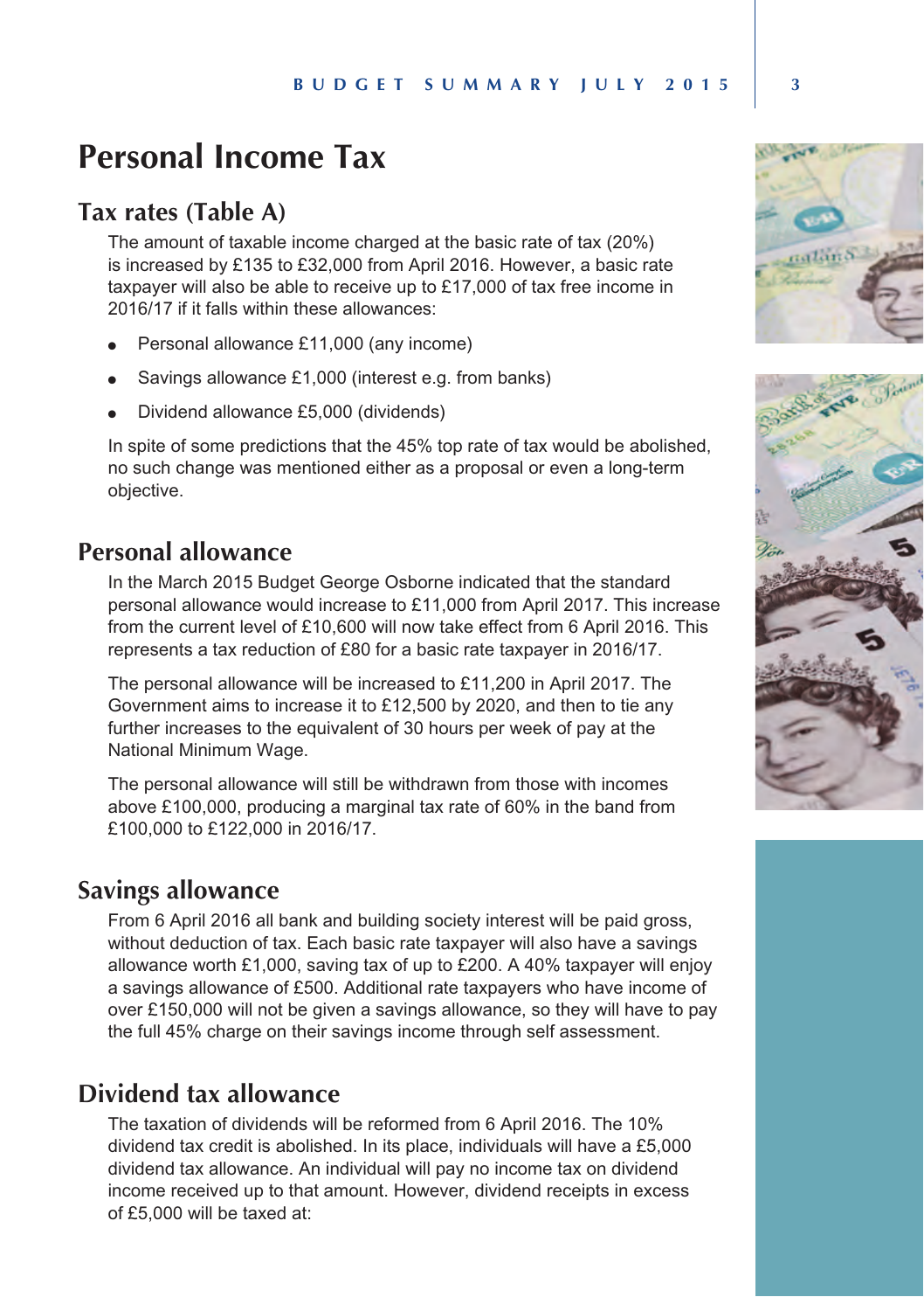# Personal Income Tax

## Tax rates (Table A)

The amount of taxable income charged at the basic rate of tax (20%) is increased by £135 to £32,000 from April 2016. However, a basic rate taxpayer will also be able to receive up to £17,000 of tax free income in 2016/17 if it falls within these allowances:

- Personal allowance £11,000 (any income)
- Savings allowance £1,000 (interest e.g. from banks)
- Dividend allowance £5,000 (dividends)

In spite of some predictions that the 45% top rate of tax would be abolished, no such change was mentioned either as a proposal or even a long-term objective.

## Personal allowance

In the March 2015 Budget George Osborne indicated that the standard personal allowance would increase to £11,000 from April 2017. This increase from the current level of £10,600 will now take effect from 6 April 2016. This represents a tax reduction of £80 for a basic rate taxpayer in 2016/17.

The personal allowance will be increased to £11,200 in April 2017. The Government aims to increase it to £12,500 by 2020, and then to tie any further increases to the equivalent of 30 hours per week of pay at the National Minimum Wage.

The personal allowance will still be withdrawn from those with incomes above £100,000, producing a marginal tax rate of 60% in the band from £100,000 to £122,000 in 2016/17.

## Savings allowance

From 6 April 2016 all bank and building society interest will be paid gross, without deduction of tax. Each basic rate taxpayer will also have a savings allowance worth £1,000, saving tax of up to £200. A 40% taxpayer will enjoy a savings allowance of £500. Additional rate taxpayers who have income of over £150,000 will not be given a savings allowance, so they will have to pay the full 45% charge on their savings income through self assessment.

## Dividend tax allowance

The taxation of dividends will be reformed from 6 April 2016. The 10% dividend tax credit is abolished. In its place, individuals will have a £5,000 dividend tax allowance. An individual will pay no income tax on dividend income received up to that amount. However, dividend receipts in excess of £5,000 will be taxed at: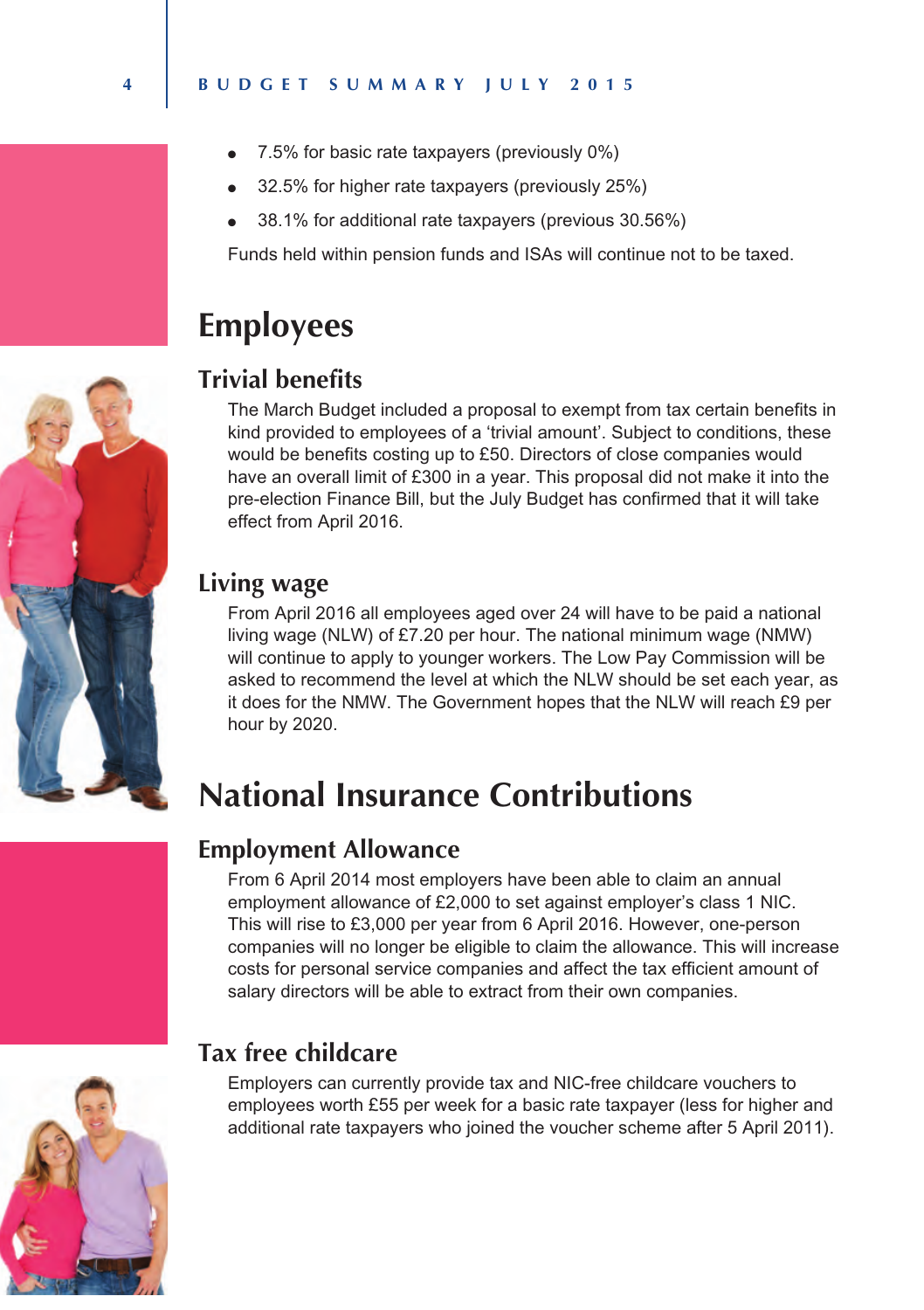- 7.5% for basic rate taxpayers (previously 0%)
- 32.5% for higher rate taxpayers (previously 25%)
- 38.1% for additional rate taxpayers (previous 30.56%)

Funds held within pension funds and ISAs will continue not to be taxed.

# Employees

## Trivial benefits

The March Budget included a proposal to exempt from tax certain benefits in kind provided to employees of a 'trivial amount'. Subject to conditions, these would be benefits costing up to £50. Directors of close companies would have an overall limit of £300 in a year. This proposal did not make it into the pre-election Finance Bill, but the July Budget has confirmed that it will take effect from April 2016.

## Living wage

From April 2016 all employees aged over 24 will have to be paid a national living wage (NLW) of £7.20 per hour. The national minimum wage (NMW) will continue to apply to younger workers. The Low Pay Commission will be asked to recommend the level at which the NLW should be set each year, as it does for the NMW. The Government hopes that the NLW will reach £9 per hour by 2020.

# National Insurance Contributions

## Employment Allowance

From 6 April 2014 most employers have been able to claim an annual employment allowance of £2,000 to set against employer's class 1 NIC. This will rise to £3,000 per year from 6 April 2016. However, one-person companies will no longer be eligible to claim the allowance. This will increase costs for personal service companies and affect the tax efficient amount of salary directors will be able to extract from their own companies.

## Tax free childcare

Employers can currently provide tax and NIC-free childcare vouchers to employees worth £55 per week for a basic rate taxpayer (less for higher and additional rate taxpayers who joined the voucher scheme after 5 April 2011).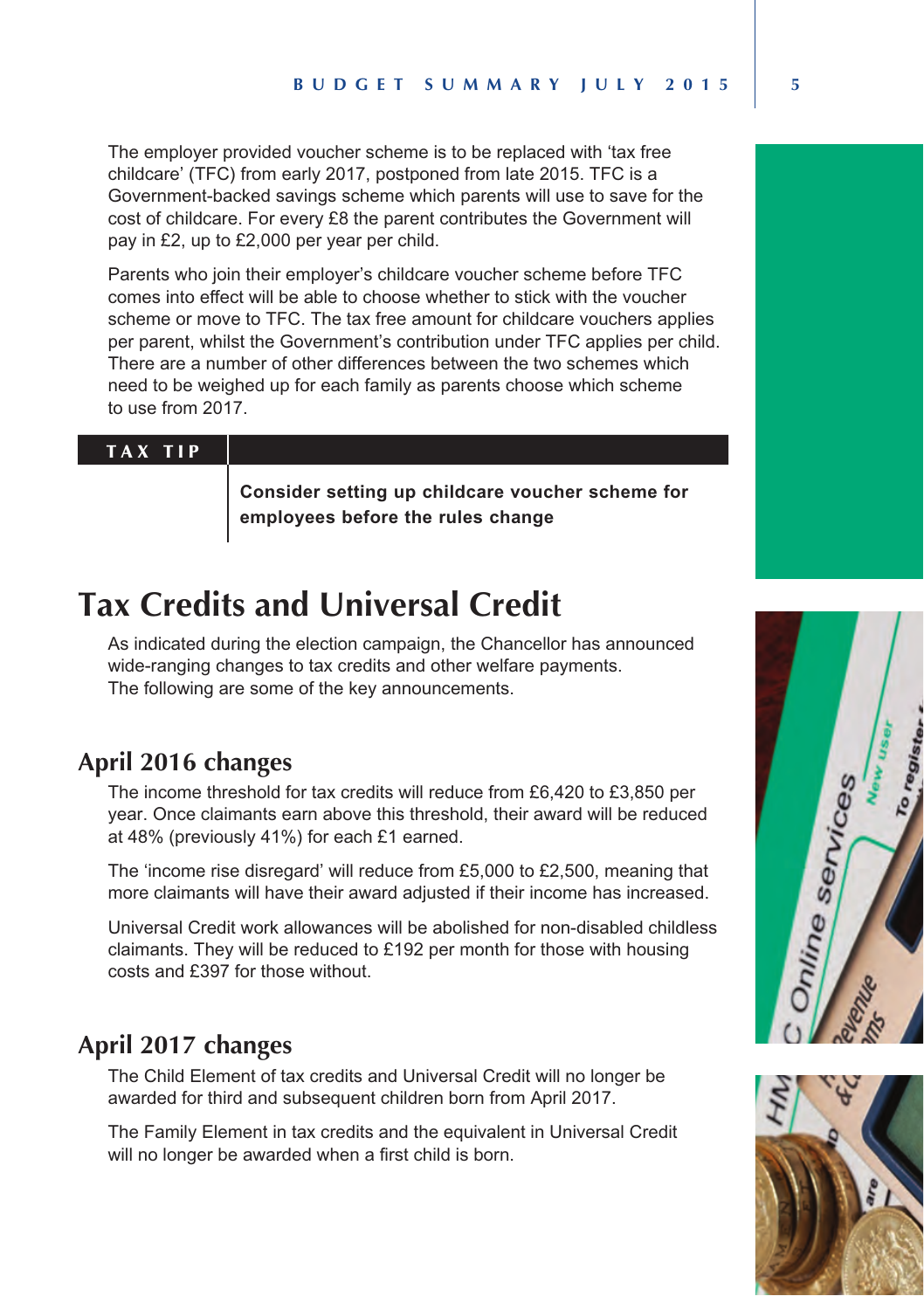The employer provided voucher scheme is to be replaced with 'tax free childcare' (TFC) from early 2017, postponed from late 2015. TFC is a Government-backed savings scheme which parents will use to save for the cost of childcare. For every £8 the parent contributes the Government will pay in £2, up to £2,000 per year per child.

Parents who join their employer's childcare voucher scheme before TFC comes into effect will be able to choose whether to stick with the voucher scheme or move to TFC. The tax free amount for childcare vouchers applies per parent, whilst the Government's contribution under TFC applies per child. There are a number of other differences between the two schemes which need to be weighed up for each family as parents choose which scheme to use from 2017.

**TAX TIP**

**Consider setting up childcare voucher scheme for employees before the rules change**

# Tax Credits and Universal Credit

As indicated during the election campaign, the Chancellor has announced wide-ranging changes to tax credits and other welfare payments. The following are some of the key announcements.

## April 2016 changes

The income threshold for tax credits will reduce from £6,420 to £3,850 per year. Once claimants earn above this threshold, their award will be reduced at 48% (previously 41%) for each £1 earned.

The 'income rise disregard' will reduce from £5,000 to £2,500, meaning that more claimants will have their award adjusted if their income has increased.

Universal Credit work allowances will be abolished for non-disabled childless claimants. They will be reduced to £192 per month for those with housing costs and £397 for those without.

## April 2017 changes

The Child Element of tax credits and Universal Credit will no longer be awarded for third and subsequent children born from April 2017.

The Family Element in tax credits and the equivalent in Universal Credit will no longer be awarded when a first child is born.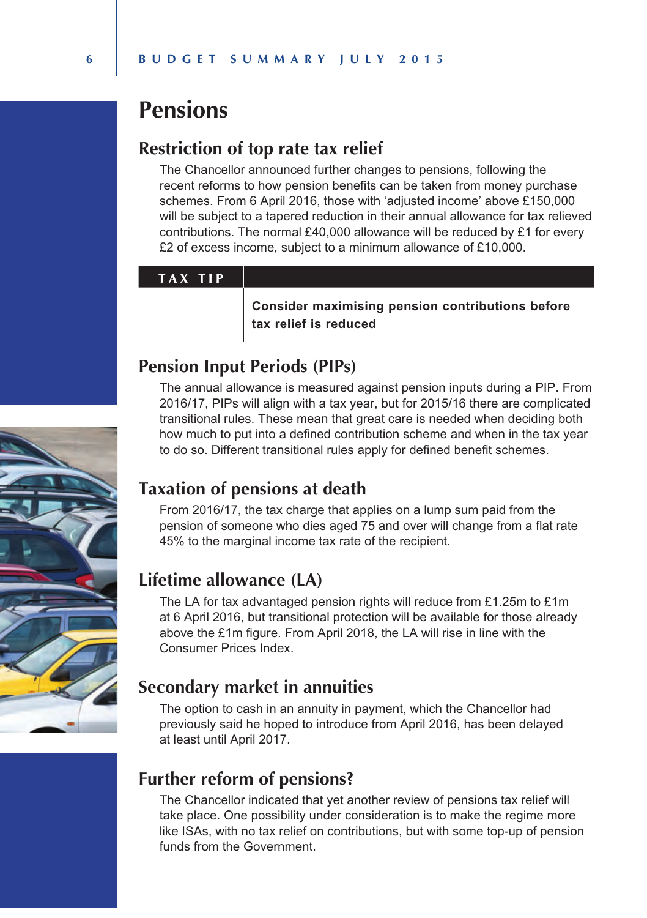# Pensions

## Restriction of top rate tax relief

The Chancellor announced further changes to pensions, following the recent reforms to how pension benefits can be taken from money purchase schemes. From 6 April 2016, those with 'adjusted income' above £150,000 will be subject to a tapered reduction in their annual allowance for tax relieved contributions. The normal £40,000 allowance will be reduced by £1 for every £2 of excess income, subject to a minimum allowance of £10,000.

| TAX TIP |
| --- |
| **Consider maximising pension contributions before tax relief is reduced** |

## Pension Input Periods (PIPs)

The annual allowance is measured against pension inputs during a PIP. From 2016/17, PIPs will align with a tax year, but for 2015/16 there are complicated transitional rules. These mean that great care is needed when deciding both how much to put into a defined contribution scheme and when in the tax year to do so. Different transitional rules apply for defined benefit schemes.

## Taxation of pensions at death

From 2016/17, the tax charge that applies on a lump sum paid from the pension of someone who dies aged 75 and over will change from a flat rate 45% to the marginal income tax rate of the recipient.

## Lifetime allowance (LA)

The LA for tax advantaged pension rights will reduce from £1.25m to £1m at 6 April 2016, but transitional protection will be available for those already above the £1m figure. From April 2018, the LA will rise in line with the Consumer Prices Index.

## Secondary market in annuities

The option to cash in an annuity in payment, which the Chancellor had previously said he hoped to introduce from April 2016, has been delayed at least until April 2017.

## Further reform of pensions?

The Chancellor indicated that yet another review of pensions tax relief will take place. One possibility under consideration is to make the regime more like ISAs, with no tax relief on contributions, but with some top-up of pension funds from the Government.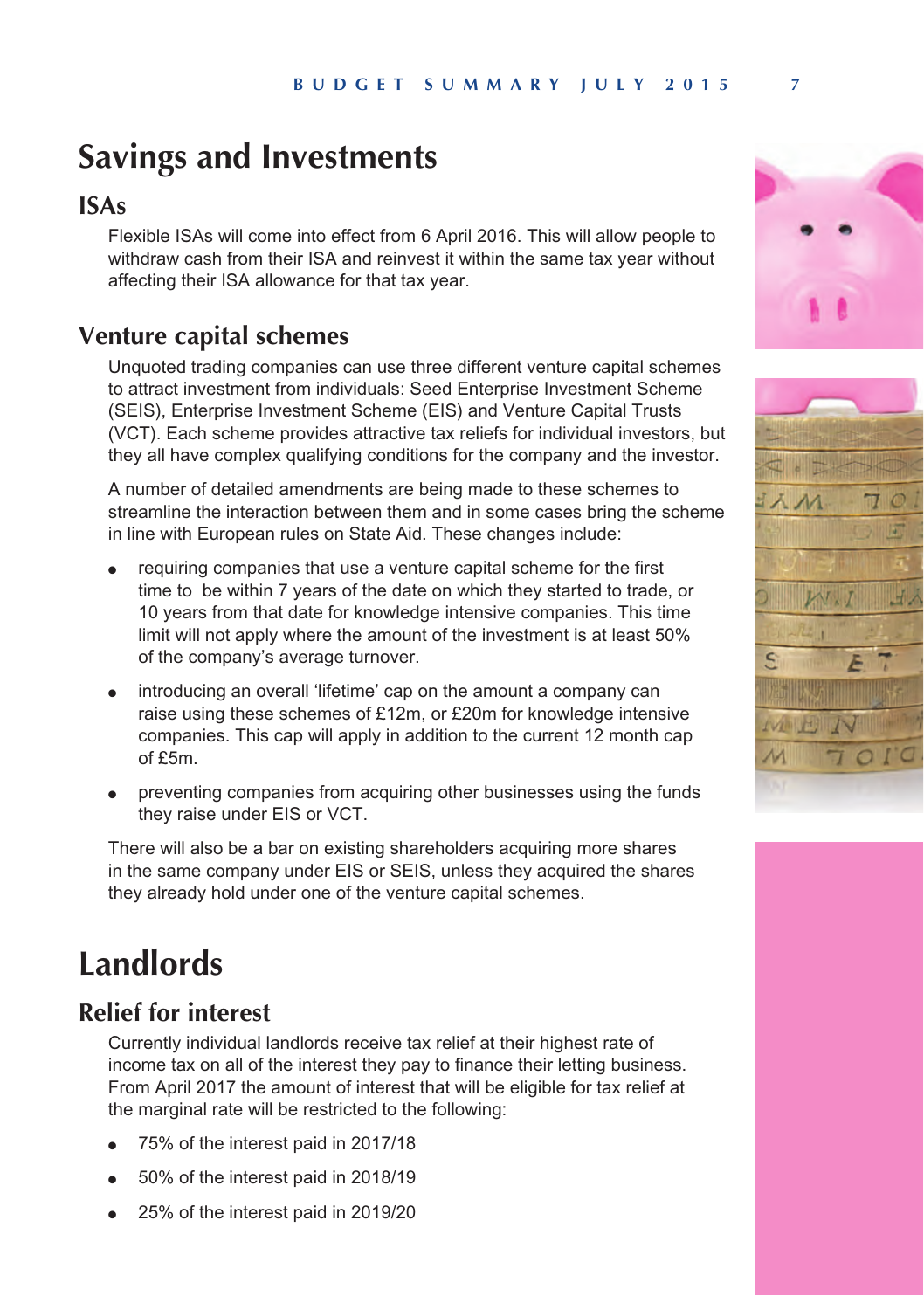# Savings and Investments

## ISAs

Flexible ISAs will come into effect from 6 April 2016. This will allow people to withdraw cash from their ISA and reinvest it within the same tax year without affecting their ISA allowance for that tax year.

## Venture capital schemes

Unquoted trading companies can use three different venture capital schemes to attract investment from individuals: Seed Enterprise Investment Scheme (SEIS), Enterprise Investment Scheme (EIS) and Venture Capital Trusts (VCT). Each scheme provides attractive tax reliefs for individual investors, but they all have complex qualifying conditions for the company and the investor.

A number of detailed amendments are being made to these schemes to streamline the interaction between them and in some cases bring the scheme in line with European rules on State Aid. These changes include:

- requiring companies that use a venture capital scheme for the first time to be within 7 years of the date on which they started to trade, or 10 years from that date for knowledge intensive companies. This time limit will not apply where the amount of the investment is at least 50% of the company's average turnover.
- introducing an overall 'lifetime' cap on the amount a company can raise using these schemes of £12m, or £20m for knowledge intensive companies. This cap will apply in addition to the current 12 month cap of £5m.
- preventing companies from acquiring other businesses using the funds they raise under EIS or VCT.

There will also be a bar on existing shareholders acquiring more shares in the same company under EIS or SEIS, unless they acquired the shares they already hold under one of the venture capital schemes.

# Landlords

## Relief for interest

Currently individual landlords receive tax relief at their highest rate of income tax on all of the interest they pay to finance their letting business. From April 2017 the amount of interest that will be eligible for tax relief at the marginal rate will be restricted to the following:

- 75% of the interest paid in 2017/18
- 50% of the interest paid in 2018/19
- 25% of the interest paid in 2019/20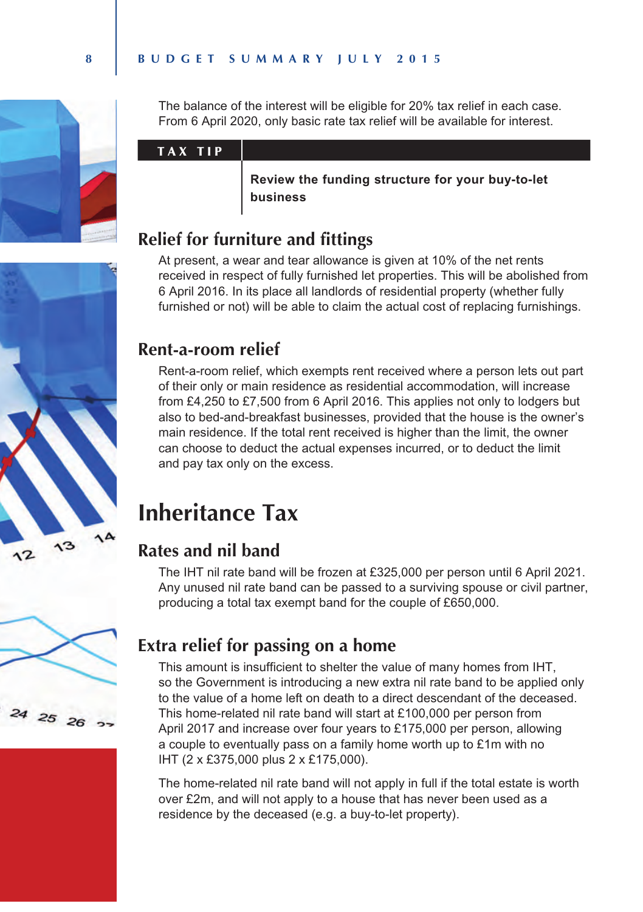The balance of the interest will be eligible for 20% tax relief in each case. From 6 April 2020, only basic rate tax relief will be available for interest.

**TAX TIP**

**Review the funding structure for your buy-to-let business**

## Relief for furniture and fittings

At present, a wear and tear allowance is given at 10% of the net rents received in respect of fully furnished let properties. This will be abolished from 6 April 2016. In its place all landlords of residential property (whether fully furnished or not) will be able to claim the actual cost of replacing furnishings.

## Rent-a-room relief

Rent-a-room relief, which exempts rent received where a person lets out part of their only or main residence as residential accommodation, will increase from £4,250 to £7,500 from 6 April 2016. This applies not only to lodgers but also to bed-and-breakfast businesses, provided that the house is the owner's main residence. If the total rent received is higher than the limit, the owner can choose to deduct the actual expenses incurred, or to deduct the limit and pay tax only on the excess.

# Inheritance Tax

## Rates and nil band

The IHT nil rate band will be frozen at £325,000 per person until 6 April 2021. Any unused nil rate band can be passed to a surviving spouse or civil partner, producing a total tax exempt band for the couple of £650,000.

## Extra relief for passing on a home

This amount is insufficient to shelter the value of many homes from IHT, so the Government is introducing a new extra nil rate band to be applied only to the value of a home left on death to a direct descendant of the deceased. This home-related nil rate band will start at £100,000 per person from April 2017 and increase over four years to £175,000 per person, allowing a couple to eventually pass on a family home worth up to £1m with no IHT (2 x £375,000 plus 2 x £175,000).

The home-related nil rate band will not apply in full if the total estate is worth over £2m, and will not apply to a house that has never been used as a residence by the deceased (e.g. a buy-to-let property).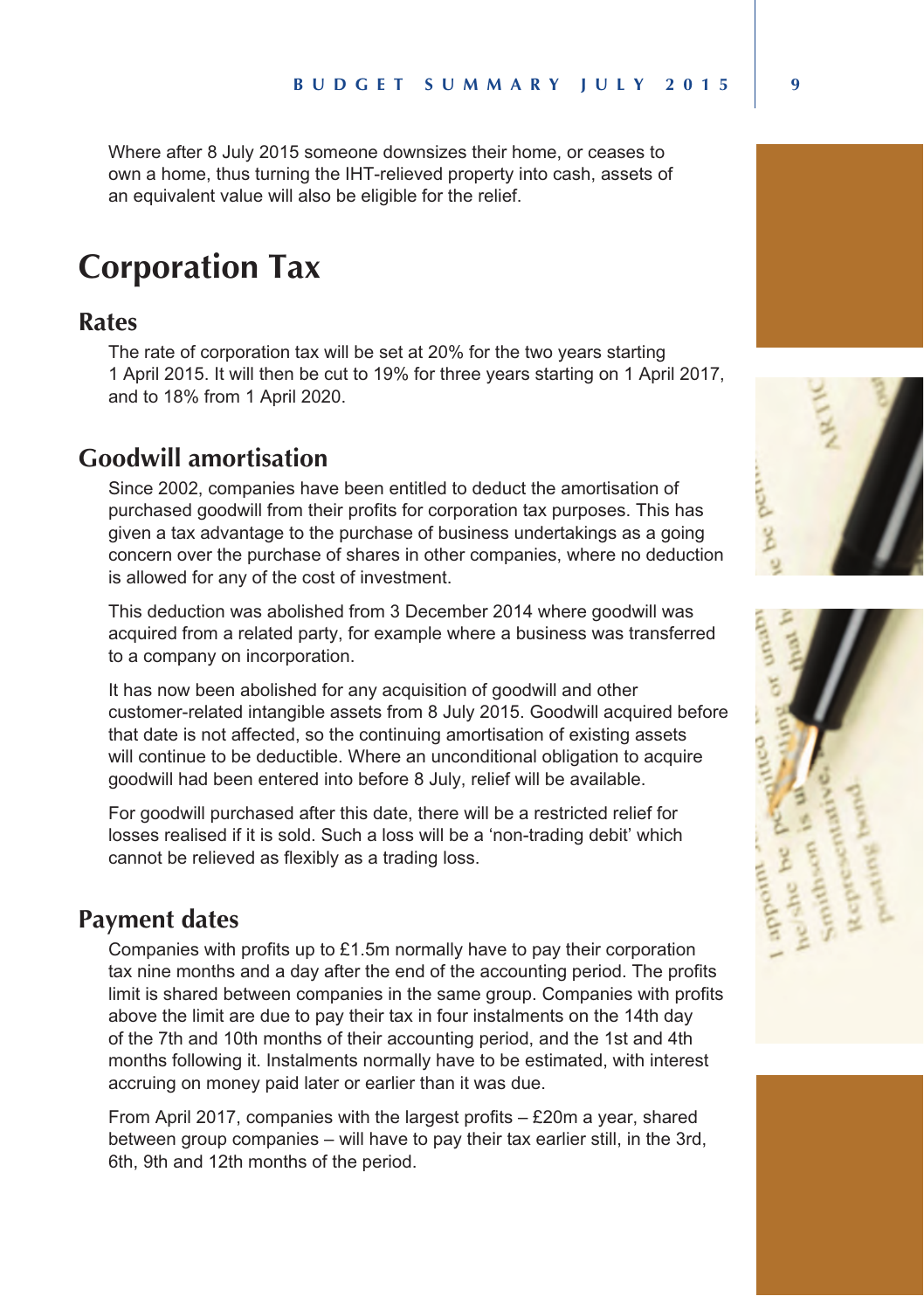Where after 8 July 2015 someone downsizes their home, or ceases to own a home, thus turning the IHT-relieved property into cash, assets of an equivalent value will also be eligible for the relief.

# Corporation Tax

## Rates

The rate of corporation tax will be set at 20% for the two years starting 1 April 2015. It will then be cut to 19% for three years starting on 1 April 2017, and to 18% from 1 April 2020.

## Goodwill amortisation

Since 2002, companies have been entitled to deduct the amortisation of purchased goodwill from their profits for corporation tax purposes. This has given a tax advantage to the purchase of business undertakings as a going concern over the purchase of shares in other companies, where no deduction is allowed for any of the cost of investment.

This deduction was abolished from 3 December 2014 where goodwill was acquired from a related party, for example where a business was transferred to a company on incorporation.

It has now been abolished for any acquisition of goodwill and other customer-related intangible assets from 8 July 2015. Goodwill acquired before that date is not affected, so the continuing amortisation of existing assets will continue to be deductible. Where an unconditional obligation to acquire goodwill had been entered into before 8 July, relief will be available.

For goodwill purchased after this date, there will be a restricted relief for losses realised if it is sold. Such a loss will be a 'non-trading debit' which cannot be relieved as flexibly as a trading loss.

## Payment dates

Companies with profits up to £1.5m normally have to pay their corporation tax nine months and a day after the end of the accounting period. The profits limit is shared between companies in the same group. Companies with profits above the limit are due to pay their tax in four instalments on the 14th day of the 7th and 10th months of their accounting period, and the 1st and 4th months following it. Instalments normally have to be estimated, with interest accruing on money paid later or earlier than it was due.

From April 2017, companies with the largest profits – £20m a year, shared between group companies – will have to pay their tax earlier still, in the 3rd, 6th, 9th and 12th months of the period.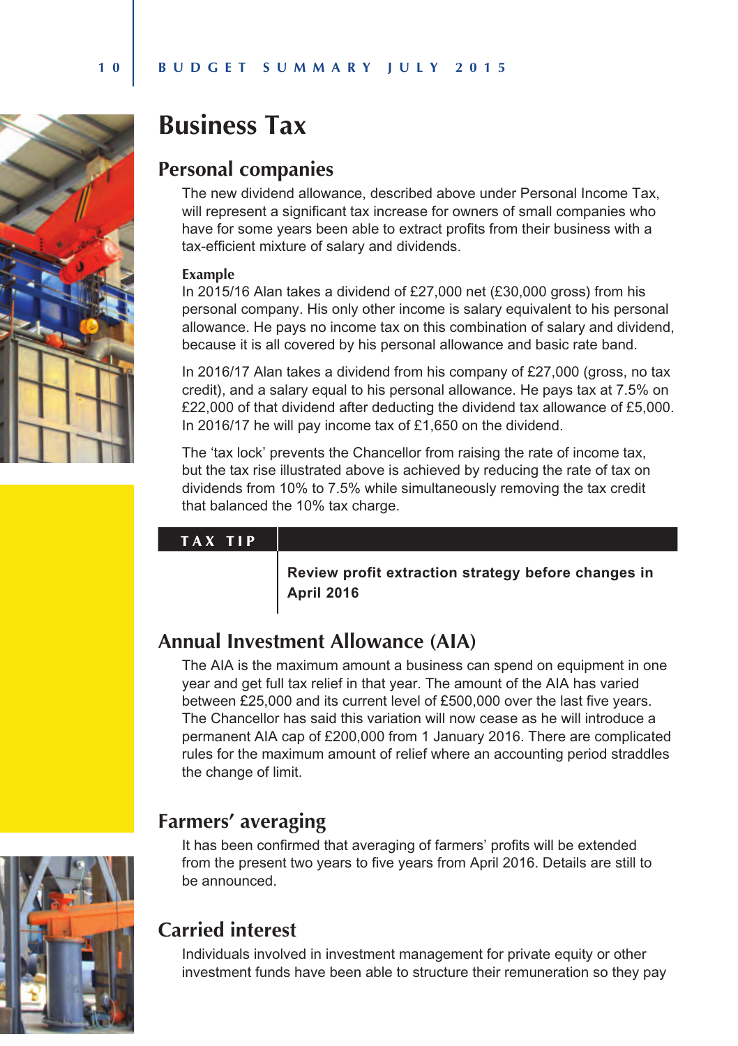# Business Tax

## Personal companies

The new dividend allowance, described above under Personal Income Tax, will represent a significant tax increase for owners of small companies who have for some years been able to extract profits from their business with a tax-efficient mixture of salary and dividends.

**Example**

In 2015/16 Alan takes a dividend of £27,000 net (£30,000 gross) from his personal company. His only other income is salary equivalent to his personal allowance. He pays no income tax on this combination of salary and dividend, because it is all covered by his personal allowance and basic rate band.

In 2016/17 Alan takes a dividend from his company of £27,000 (gross, no tax credit), and a salary equal to his personal allowance. He pays tax at 7.5% on £22,000 of that dividend after deducting the dividend tax allowance of £5,000. In 2016/17 he will pay income tax of £1,650 on the dividend.

The 'tax lock' prevents the Chancellor from raising the rate of income tax, but the tax rise illustrated above is achieved by reducing the rate of tax on dividends from 10% to 7.5% while simultaneously removing the tax credit that balanced the 10% tax charge.

**TAX TIP**

**Review profit extraction strategy before changes in April 2016**

## Annual Investment Allowance (AIA)

The AIA is the maximum amount a business can spend on equipment in one year and get full tax relief in that year. The amount of the AIA has varied between £25,000 and its current level of £500,000 over the last five years. The Chancellor has said this variation will now cease as he will introduce a permanent AIA cap of £200,000 from 1 January 2016. There are complicated rules for the maximum amount of relief where an accounting period straddles the change of limit.

## Farmers' averaging

It has been confirmed that averaging of farmers' profits will be extended from the present two years to five years from April 2016. Details are still to be announced.

## Carried interest

Individuals involved in investment management for private equity or other investment funds have been able to structure their remuneration so they pay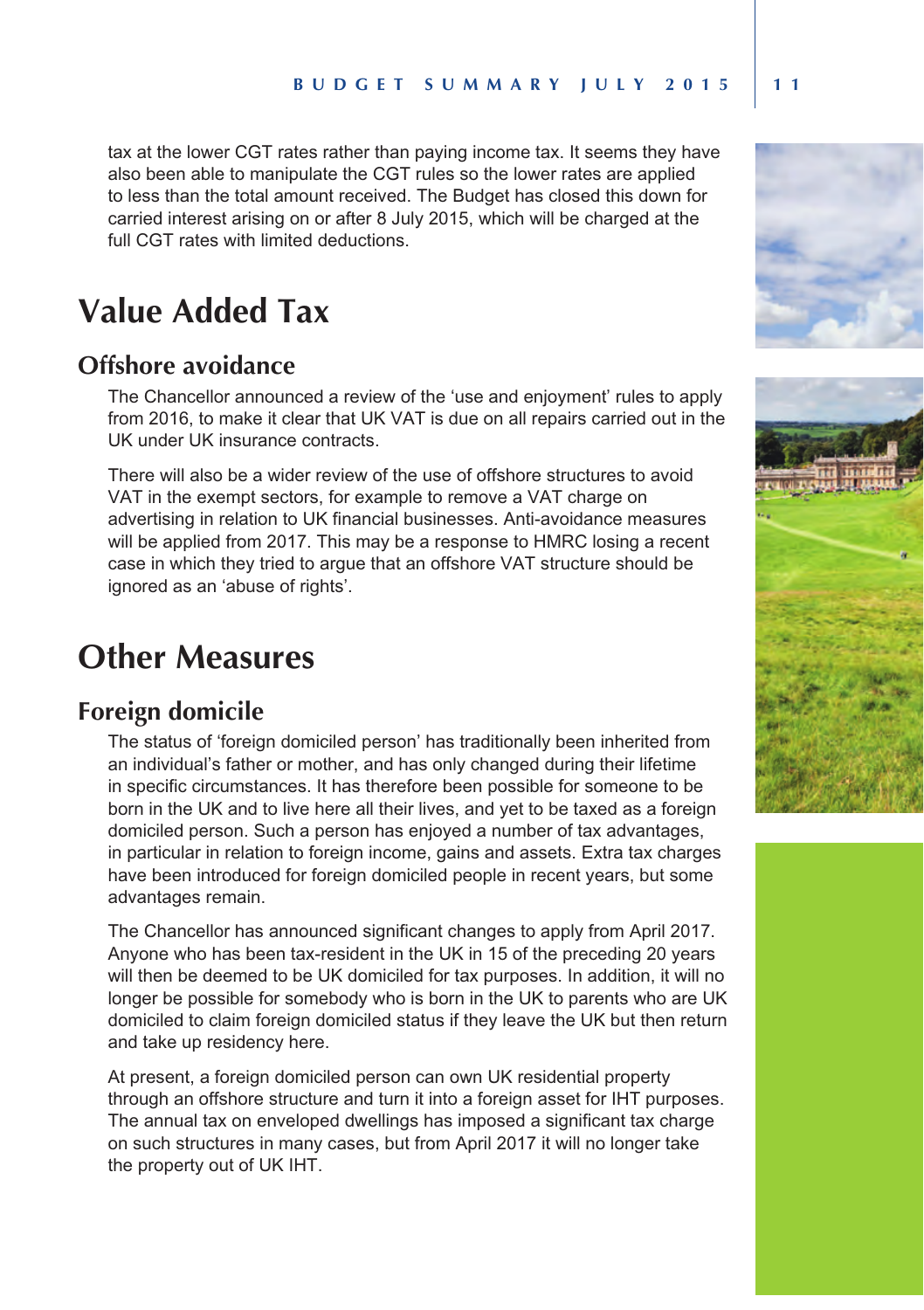tax at the lower CGT rates rather than paying income tax. It seems they have also been able to manipulate the CGT rules so the lower rates are applied to less than the total amount received. The Budget has closed this down for carried interest arising on or after 8 July 2015, which will be charged at the full CGT rates with limited deductions.

# Value Added Tax

## Offshore avoidance

The Chancellor announced a review of the 'use and enjoyment' rules to apply from 2016, to make it clear that UK VAT is due on all repairs carried out in the UK under UK insurance contracts.

There will also be a wider review of the use of offshore structures to avoid VAT in the exempt sectors, for example to remove a VAT charge on advertising in relation to UK financial businesses. Anti-avoidance measures will be applied from 2017. This may be a response to HMRC losing a recent case in which they tried to argue that an offshore VAT structure should be ignored as an 'abuse of rights'.

# Other Measures

## Foreign domicile

The status of 'foreign domiciled person' has traditionally been inherited from an individual's father or mother, and has only changed during their lifetime in specific circumstances. It has therefore been possible for someone to be born in the UK and to live here all their lives, and yet to be taxed as a foreign domiciled person. Such a person has enjoyed a number of tax advantages, in particular in relation to foreign income, gains and assets. Extra tax charges have been introduced for foreign domiciled people in recent years, but some advantages remain.

The Chancellor has announced significant changes to apply from April 2017. Anyone who has been tax-resident in the UK in 15 of the preceding 20 years will then be deemed to be UK domiciled for tax purposes. In addition, it will no longer be possible for somebody who is born in the UK to parents who are UK domiciled to claim foreign domiciled status if they leave the UK but then return and take up residency here.

At present, a foreign domiciled person can own UK residential property through an offshore structure and turn it into a foreign asset for IHT purposes. The annual tax on enveloped dwellings has imposed a significant tax charge on such structures in many cases, but from April 2017 it will no longer take the property out of UK IHT.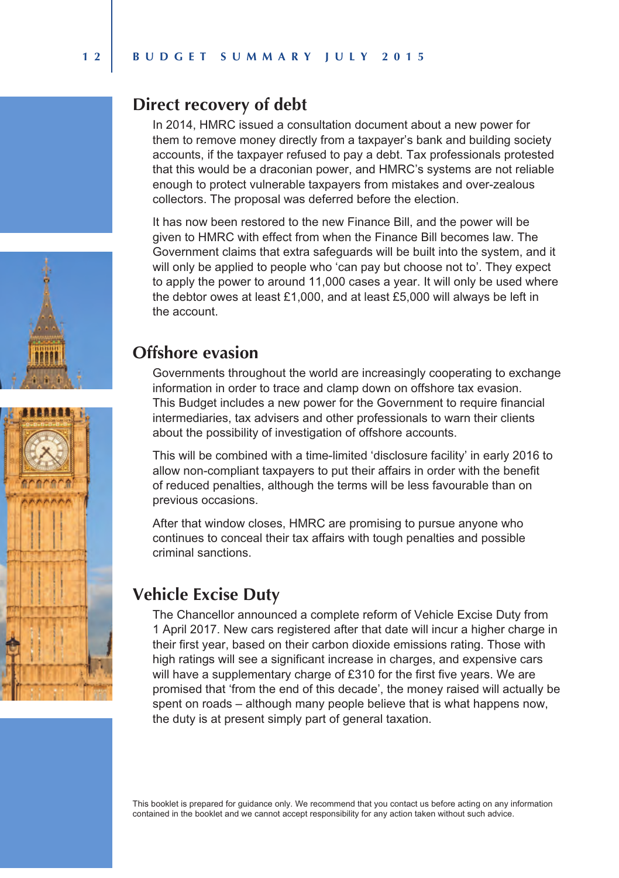## Direct recovery of debt

In 2014, HMRC issued a consultation document about a new power for them to remove money directly from a taxpayer's bank and building society accounts, if the taxpayer refused to pay a debt. Tax professionals protested that this would be a draconian power, and HMRC's systems are not reliable enough to protect vulnerable taxpayers from mistakes and over-zealous collectors. The proposal was deferred before the election.

It has now been restored to the new Finance Bill, and the power will be given to HMRC with effect from when the Finance Bill becomes law. The Government claims that extra safeguards will be built into the system, and it will only be applied to people who 'can pay but choose not to'. They expect to apply the power to around 11,000 cases a year. It will only be used where the debtor owes at least £1,000, and at least £5,000 will always be left in the account.

## Offshore evasion

Governments throughout the world are increasingly cooperating to exchange information in order to trace and clamp down on offshore tax evasion. This Budget includes a new power for the Government to require financial intermediaries, tax advisers and other professionals to warn their clients about the possibility of investigation of offshore accounts.

This will be combined with a time-limited 'disclosure facility' in early 2016 to allow non-compliant taxpayers to put their affairs in order with the benefit of reduced penalties, although the terms will be less favourable than on previous occasions.

After that window closes, HMRC are promising to pursue anyone who continues to conceal their tax affairs with tough penalties and possible criminal sanctions.

## Vehicle Excise Duty

The Chancellor announced a complete reform of Vehicle Excise Duty from 1 April 2017. New cars registered after that date will incur a higher charge in their first year, based on their carbon dioxide emissions rating. Those with high ratings will see a significant increase in charges, and expensive cars will have a supplementary charge of £310 for the first five years. We are promised that 'from the end of this decade', the money raised will actually be spent on roads – although many people believe that is what happens now, the duty is at present simply part of general taxation.

This booklet is prepared for guidance only. We recommend that you contact us before acting on any information contained in the booklet and we cannot accept responsibility for any action taken without such advice.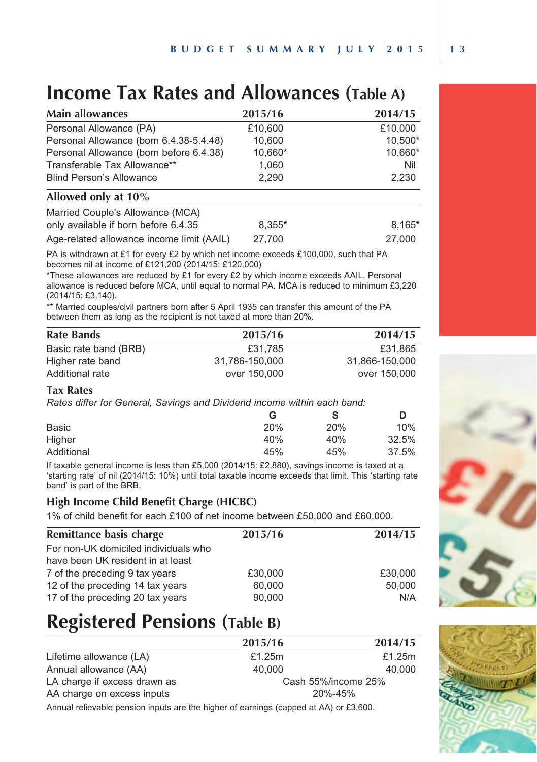# Income Tax Rates and Allowances (Table A)

| Main allowances | 2015/16 | 2014/15 |
|---|---|---|
| Personal Allowance (PA) | £10,600 | £10,000 |
| Personal Allowance (born 6.4.38-5.4.48) | 10,600 | 10,500* |
| Personal Allowance (born before 6.4.38) | 10,660* | 10,660* |
| Transferable Tax Allowance** | 1,060 | Nil |
| Blind Person's Allowance | 2,290 | 2,230 |
| **Allowed only at 10%** | | |
| Married Couple's Allowance (MCA) only available if born before 6.4.35 | 8,355* | 8,165* |
| Age-related allowance income limit (AAIL) | 27,700 | 27,000 |

PA is withdrawn at £1 for every £2 by which net income exceeds £100,000, such that PA becomes nil at income of £121,200 (2014/15: £120,000)

*These allowances are reduced by £1 for every £2 by which income exceeds AAIL. Personal allowance is reduced before MCA, until equal to normal PA. MCA is reduced to minimum £3,220 (2014/15: £3,140).

** Married couples/civil partners born after 5 April 1935 can transfer this amount of the PA between them as long as the recipient is not taxed at more than 20%.

| Rate Bands | 2015/16 | 2014/15 |
|---|---|---|
| Basic rate band (BRB) | £31,785 | £31,865 |
| Higher rate band | 31,786-150,000 | 31,866-150,000 |
| Additional rate | over 150,000 | over 150,000 |

### Tax Rates

*Rates differ for General, Savings and Dividend income within each band:*

| | G | S | D |
|---|---|---|---|
| Basic | 20% | 20% | 10% |
| Higher | 40% | 40% | 32.5% |
| Additional | 45% | 45% | 37.5% |

If taxable general income is less than £5,000 (2014/15: £2,880), savings income is taxed at a 'starting rate' of nil (2014/15: 10%) until total taxable income exceeds that limit. This 'starting rate band' is part of the BRB.

### High Income Child Benefit Charge (HICBC)

1% of child benefit for each £100 of net income between £50,000 and £60,000.

| Remittance basis charge | 2015/16 | 2014/15 |
|---|---|---|
| For non-UK domiciled individuals who have been UK resident in at least | | |
| 7 of the preceding 9 tax years | £30,000 | £30,000 |
| 12 of the preceding 14 tax years | 60,000 | 50,000 |
| 17 of the preceding 20 tax years | 90,000 | N/A |

# Registered Pensions (Table B)

| | 2015/16 | 2014/15 |
|---|---|---|
| Lifetime allowance (LA) | £1.25m | £1.25m |
| Annual allowance (AA) | 40,000 | 40,000 |
| LA charge if excess drawn as | Cash 55%/income 25% | |
| AA charge on excess inputs | 20%-45% | |

Annual relievable pension inputs are the higher of earnings (capped at AA) or £3,600.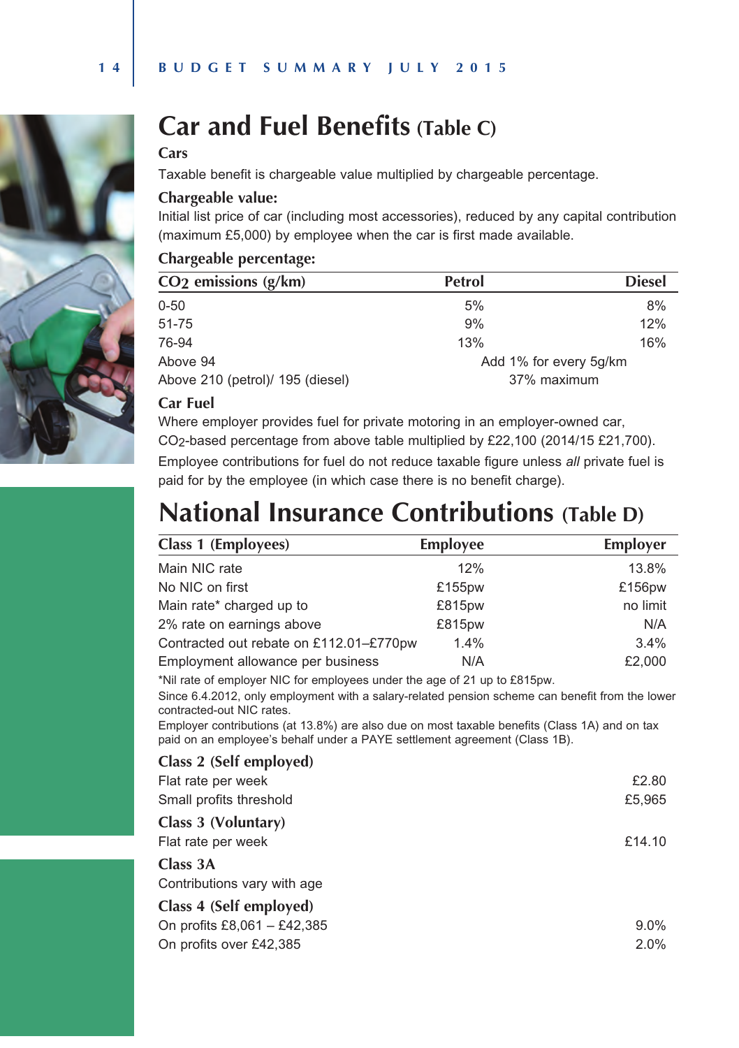# Car and Fuel Benefits (Table C)

### Cars

Taxable benefit is chargeable value multiplied by chargeable percentage.

### Chargeable value:

Initial list price of car (including most accessories), reduced by any capital contribution (maximum £5,000) by employee when the car is first made available.

### Chargeable percentage:

| $CO_2$ emissions (g/km) | Petrol | Diesel |
|---|---|---|
| 0-50 | 5% | 8% |
| 51-75 | 9% | 12% |
| 76-94 | 13% | 16% |
| Above 94 | Add 1% for every 5g/km | |
| Above 210 (petrol)/ 195 (diesel) | 37% maximum | |

### Car Fuel

Where employer provides fuel for private motoring in an employer-owned car, $CO_2$-based percentage from above table multiplied by £22,100 (2014/15 £21,700).

Employee contributions for fuel do not reduce taxable figure unless *all* private fuel is paid for by the employee (in which case there is no benefit charge).

# National Insurance Contributions (Table D)

| Class 1 (Employees) | Employee | Employer |
|---|---|---|
| Main NIC rate | 12% | 13.8% |
| No NIC on first | £155pw | £156pw |
| Main rate* charged up to | £815pw | no limit |
| 2% rate on earnings above | £815pw | N/A |
| Contracted out rebate on £112.01–£770pw | 1.4% | 3.4% |
| Employment allowance per business | N/A | £2,000 |

*Nil rate of employer NIC for employees under the age of 21 up to £815pw.

Since 6.4.2012, only employment with a salary-related pension scheme can benefit from the lower contracted-out NIC rates.

Employer contributions (at 13.8%) are also due on most taxable benefits (Class 1A) and on tax paid on an employee's behalf under a PAYE settlement agreement (Class 1B).

### Class 2 (Self employed)

| | |
|---|---|
| Flat rate per week | £2.80 |
| Small profits threshold | £5,965 |

### Class 3 (Voluntary)

| | |
|---|---|
| Flat rate per week | £14.10 |

### Class 3A

Contributions vary with age

### Class 4 (Self employed)

| | |
|---|---|
| On profits £8,061 – £42,385 | 9.0% |
| On profits over £42,385 | 2.0% |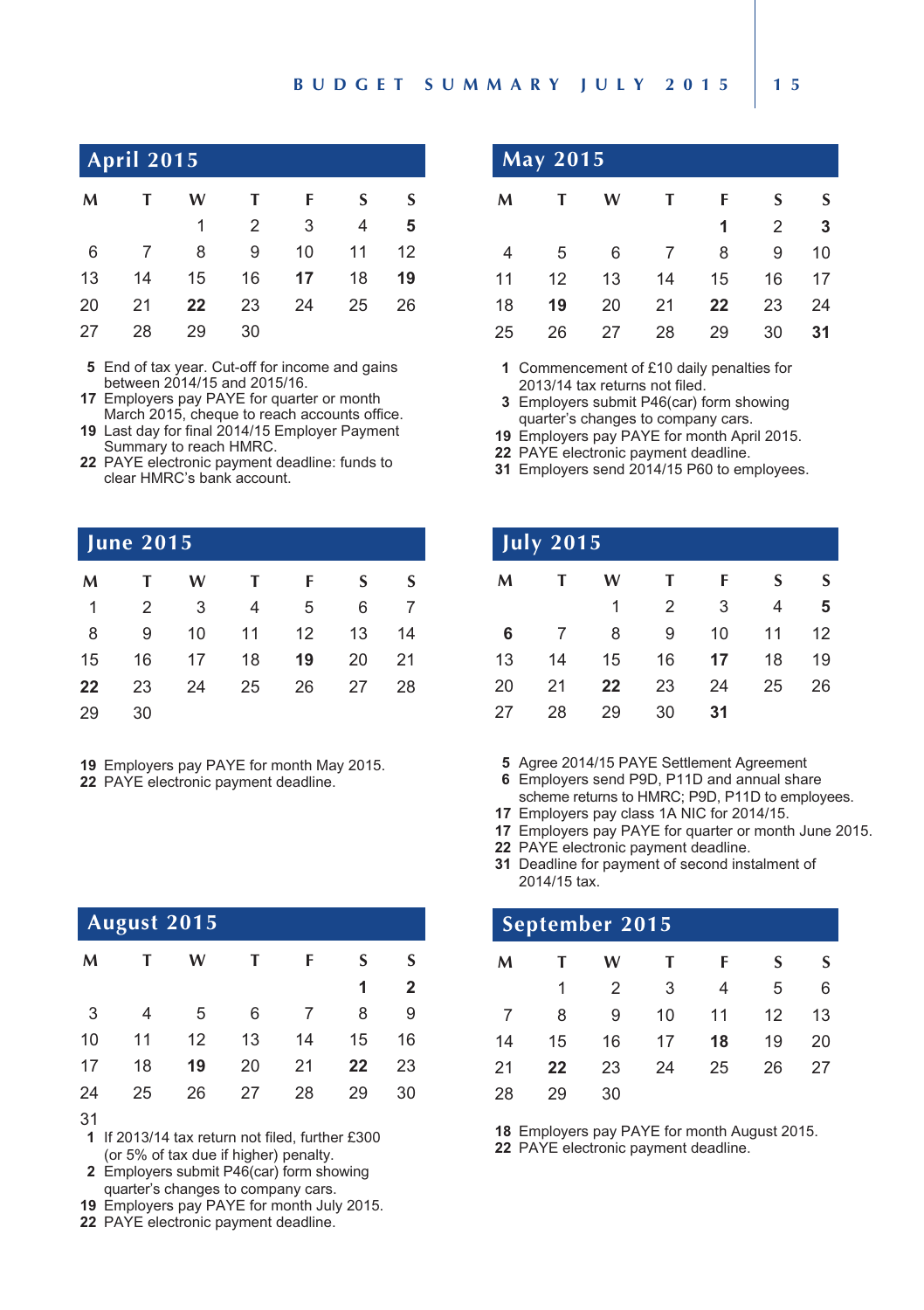## April 2015

| M | T | W | T | F | S | S |
|---|---|---|---|---|---|---|
| | | 1 | 2 | 3 | 4 | **5** |
| 6 | 7 | 8 | 9 | 10 | 11 | 12 |
| 13 | 14 | 15 | 16 | **17** | 18 | **19** |
| 20 | 21 | **22** | 23 | 24 | 25 | 26 |
| 27 | 28 | 29 | 30 | | | |

**5** End of tax year. Cut-off for income and gains between 2014/15 and 2015/16.
**17** Employers pay PAYE for quarter or month March 2015, cheque to reach accounts office.
**19** Last day for final 2014/15 Employer Payment Summary to reach HMRC.
**22** PAYE electronic payment deadline: funds to clear HMRC's bank account.

## May 2015

| M | T | W | T | F | S | S |
|---|---|---|---|---|---|---|
| | | | | **1** | 2 | **3** |
| 4 | 5 | 6 | 7 | 8 | 9 | 10 |
| 11 | 12 | 13 | 14 | 15 | 16 | 17 |
| 18 | **19** | 20 | 21 | **22** | 23 | 24 |
| 25 | 26 | 27 | 28 | 29 | 30 | **31** |

**1** Commencement of £10 daily penalties for 2013/14 tax returns not filed.
**3** Employers submit P46(car) form showing quarter's changes to company cars.
**19** Employers pay PAYE for month April 2015.
**22** PAYE electronic payment deadline.
**31** Employers send 2014/15 P60 to employees.

## June 2015

| M | T | W | T | F | S | S |
|---|---|---|---|---|---|---|
| 1 | 2 | 3 | 4 | 5 | 6 | 7 |
| 8 | 9 | 10 | 11 | 12 | 13 | 14 |
| 15 | 16 | 17 | 18 | **19** | 20 | 21 |
| **22** | 23 | 24 | 25 | 26 | 27 | 28 |
| 29 | 30 | | | | | |

**19** Employers pay PAYE for month May 2015.
**22** PAYE electronic payment deadline.

## July 2015

| M | T | W | T | F | S | S |
|---|---|---|---|---|---|---|
| | | 1 | 2 | 3 | 4 | **5** |
| **6** | 7 | 8 | 9 | 10 | 11 | 12 |
| 13 | 14 | 15 | 16 | **17** | 18 | 19 |
| 20 | 21 | **22** | 23 | 24 | 25 | 26 |
| 27 | 28 | 29 | 30 | **31** | | |

**5** Agree 2014/15 PAYE Settlement Agreement
**6** Employers send P9D, P11D and annual share scheme returns to HMRC; P9D, P11D to employees.
**17** Employers pay class 1A NIC for 2014/15.
**17** Employers pay PAYE for quarter or month June 2015.
**22** PAYE electronic payment deadline.
**31** Deadline for payment of second instalment of 2014/15 tax.

## August 2015

| M | T | W | T | F | S | S |
|---|---|---|---|---|---|---|
| | | | | | **1** | **2** |
| 3 | 4 | 5 | 6 | 7 | 8 | 9 |
| 10 | 11 | 12 | 13 | 14 | 15 | 16 |
| 17 | 18 | **19** | 20 | 21 | **22** | 23 |
| 24 | 25 | 26 | 27 | 28 | 29 | 30 |
| 31 | | | | | | |

**1** If 2013/14 tax return not filed, further £300 (or 5% of tax due if higher) penalty.
**2** Employers submit P46(car) form showing quarter's changes to company cars.
**19** Employers pay PAYE for month July 2015.
**22** PAYE electronic payment deadline.

## September 2015

| M | T | W | T | F | S | S |
|---|---|---|---|---|---|---|
| | 1 | 2 | 3 | 4 | 5 | 6 |
| 7 | 8 | 9 | 10 | 11 | 12 | 13 |
| 14 | 15 | 16 | 17 | **18** | 19 | 20 |
| 21 | **22** | 23 | 24 | 25 | 26 | 27 |
| 28 | 29 | 30 | | | | |

**18** Employers pay PAYE for month August 2015.
**22** PAYE electronic payment deadline.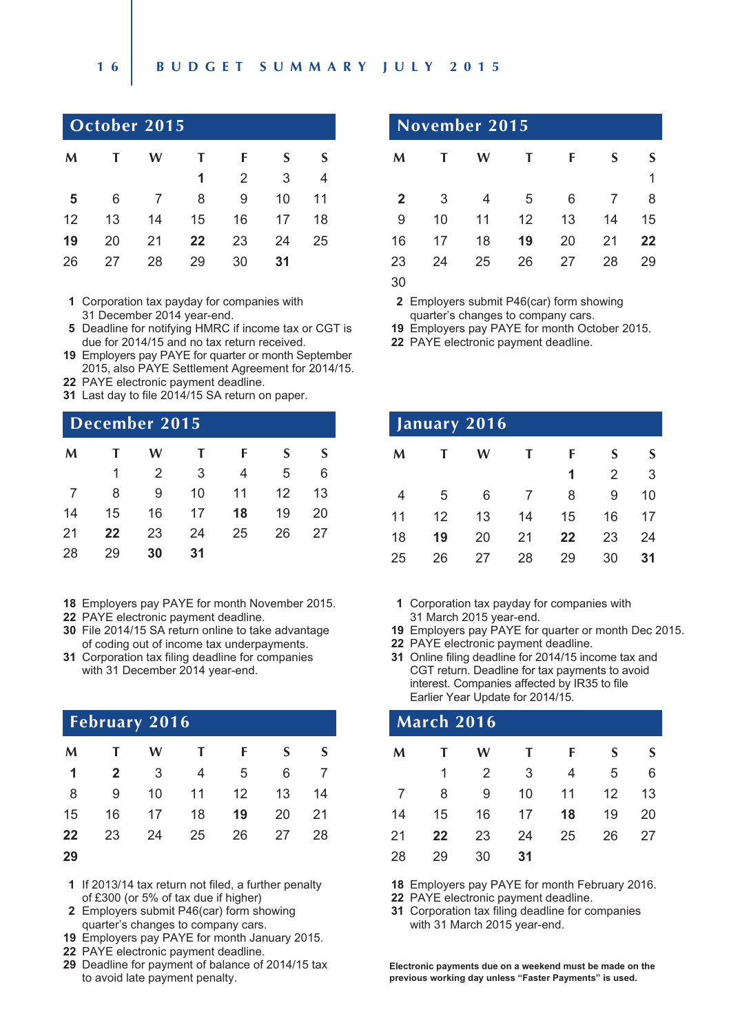## October 2015

| M | T | W | T | F | S | S |
|---|---|---|---|---|---|---|
| | | | **1** | 2 | 3 | 4 |
| **5** | 6 | 7 | 8 | 9 | 10 | 11 |
| 12 | 13 | 14 | 15 | 16 | 17 | 18 |
| **19** | 20 | 21 | **22** | 23 | 24 | 25 |
| 26 | 27 | 28 | 29 | 30 | **31** | |

**1** Corporation tax payday for companies with 31 December 2014 year-end.
**5** Deadline for notifying HMRC if income tax or CGT is due for 2014/15 and no tax return received.
**19** Employers pay PAYE for quarter or month September 2015, also PAYE Settlement Agreement for 2014/15.
**22** PAYE electronic payment deadline.
**31** Last day to file 2014/15 SA return on paper.

## November 2015

| M | T | W | T | F | S | S |
|---|---|---|---|---|---|---|
| | | | | | | 1 |
| **2** | 3 | 4 | 5 | 6 | 7 | 8 |
| 9 | 10 | 11 | 12 | 13 | 14 | 15 |
| 16 | 17 | 18 | **19** | 20 | 21 | **22** |
| 23 | 24 | 25 | 26 | 27 | 28 | 29 |
| 30 | | | | | | |

**2** Employers submit P46(car) form showing quarter's changes to company cars.
**19** Employers pay PAYE for month October 2015.
**22** PAYE electronic payment deadline.

## December 2015

| M | T | W | T | F | S | S |
|---|---|---|---|---|---|---|
| | 1 | 2 | 3 | 4 | 5 | 6 |
| 7 | 8 | 9 | 10 | 11 | 12 | 13 |
| 14 | 15 | 16 | 17 | **18** | 19 | 20 |
| 21 | **22** | 23 | 24 | 25 | 26 | 27 |
| 28 | 29 | **30** | **31** | | | |

**18** Employers pay PAYE for month November 2015.
**22** PAYE electronic payment deadline.
**30** File 2014/15 SA return online to take advantage of coding out of income tax underpayments.
**31** Corporation tax filing deadline for companies with 31 December 2014 year-end.

## January 2016

| M | T | W | T | F | S | S |
|---|---|---|---|---|---|---|
| | | | | **1** | 2 | 3 |
| 4 | 5 | 6 | 7 | 8 | 9 | 10 |
| 11 | 12 | 13 | 14 | 15 | 16 | 17 |
| 18 | **19** | 20 | 21 | **22** | 23 | 24 |
| 25 | 26 | 27 | 28 | 29 | 30 | **31** |

**1** Corporation tax payday for companies with 31 March 2015 year-end.
**19** Employers pay PAYE for quarter or month Dec 2015.
**22** PAYE electronic payment deadline.
**31** Online filing deadline for 2014/15 income tax and CGT return. Deadline for tax payments to avoid interest. Companies affected by IR35 to file Earlier Year Update for 2014/15.

## February 2016

| M | T | W | T | F | S | S |
|---|---|---|---|---|---|---|
| **1** | **2** | 3 | 4 | 5 | 6 | 7 |
| 8 | 9 | 10 | 11 | 12 | 13 | 14 |
| 15 | 16 | 17 | 18 | **19** | 20 | 21 |
| **22** | 23 | 24 | 25 | 26 | 27 | 28 |
| **29** | | | | | | |

**1** If 2013/14 tax return not filed, a further penalty of £300 (or 5% of tax due if higher)
**2** Employers submit P46(car) form showing quarter's changes to company cars.
**19** Employers pay PAYE for month January 2015.
**22** PAYE electronic payment deadline.
**29** Deadline for payment of balance of 2014/15 tax to avoid late payment penalty.

## March 2016

| M | T | W | T | F | S | S |
|---|---|---|---|---|---|---|
| | 1 | 2 | 3 | 4 | 5 | 6 |
| 7 | 8 | 9 | 10 | 11 | 12 | 13 |
| 14 | 15 | 16 | 17 | **18** | 19 | 20 |
| 21 | **22** | 23 | 24 | 25 | 26 | 27 |
| 28 | 29 | 30 | **31** | | | |

**18** Employers pay PAYE for month February 2016.
**22** PAYE electronic payment deadline.
**31** Corporation tax filing deadline for companies with 31 March 2015 year-end.

**Electronic payments due on a weekend must be made on the previous working day unless "Faster Payments" is used.**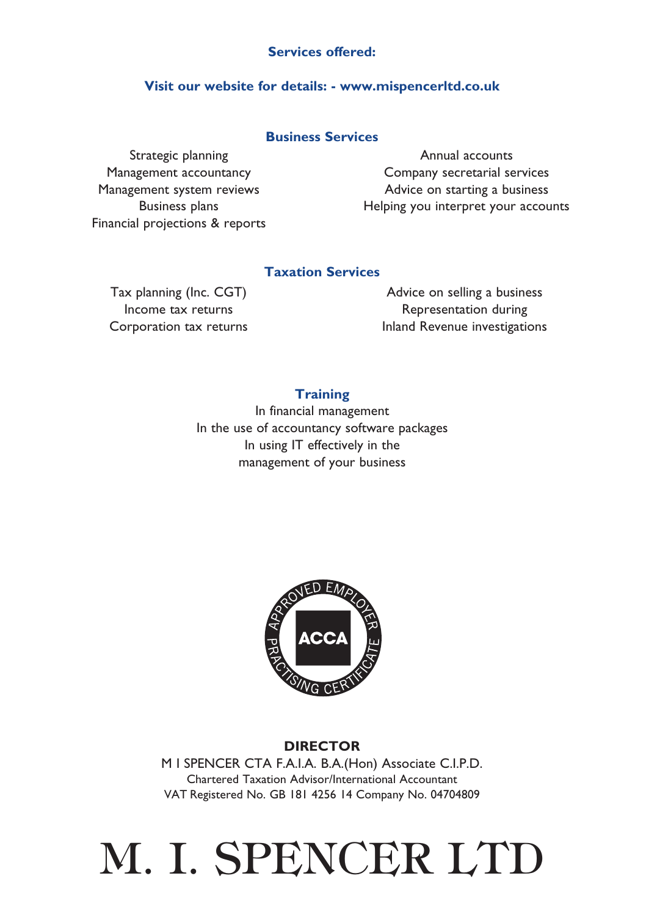**Services offered:**

**Visit our website for details: - www.mispencerltd.co.uk**

## Business Services

Strategic planning
Management accountancy
Management system reviews
Business plans
Financial projections & reports

Annual accounts
Company secretarial services
Advice on starting a business
Helping you interpret your accounts

## Taxation Services

Tax planning (Inc. CGT)
Income tax returns
Corporation tax returns

Advice on selling a business
Representation during
Inland Revenue investigations

## Training

In financial management
In the use of accountancy software packages
In using IT effectively in the
management of your business

APPROVED EMPLOYER
ACCA
PRACTISING CERTIFICATE

**DIRECTOR**

M I SPENCER CTA F.A.I.A. B.A.(Hon) Associate C.I.P.D.
Chartered Taxation Advisor/International Accountant
VAT Registered No. GB 181 4256 14 Company No. 04704809

# M. I. SPENCER LTD